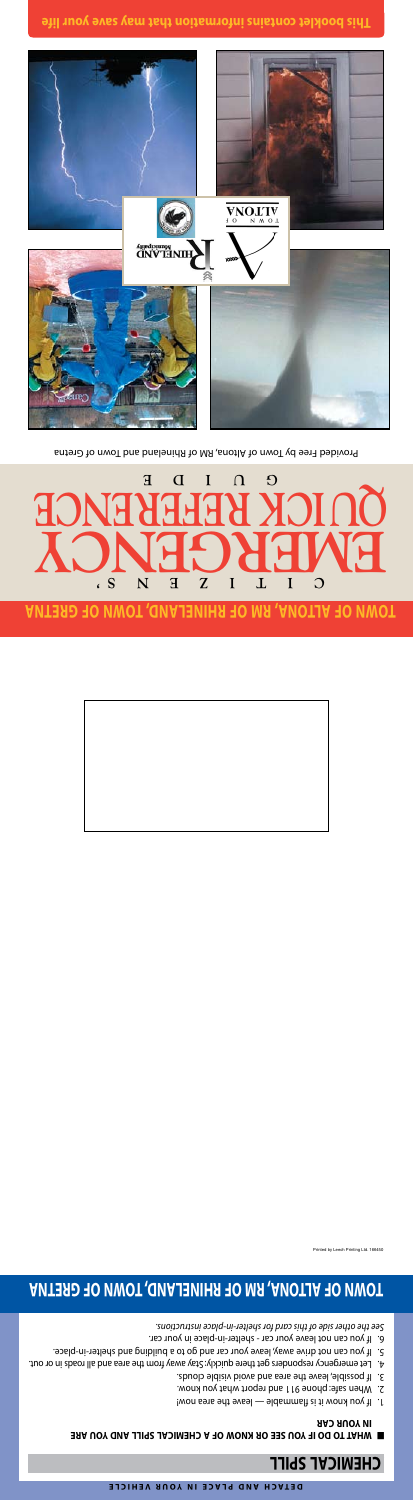# TOWN OF ALTONA, RM OF RHINELAND, TOWN OF GRETNA

# CITIZEN'S EMERGENCY QUICK REFERENCE GUIDE

Provided Free by Town of Altona, RM of Rhineland and Town of Gretna

**This booklet contains information that may save your life**

---

DETACH AND PLACE IN YOUR VEHICLE

## CHEMICAL SPILL

■ **WHAT TO DO IF YOU SEE OR KNOW OF A CHEMICAL SPILL AND YOU ARE IN YOUR CAR**

1. If you know it is flammable — leave the area now!
2. When safe: phone 911 and report what you know.
3. If possible, leave the area and avoid visible clouds.
4. Let emergency responders get there quickly: Stay away from the area and all roads in or out.
5. If you can not drive away, leave your car and go to a building and shelter-in-place.
6. If you can not leave your car - shelter-in-place in your car.

*See the other side of this card for shelter-in-place instructions.*

## TOWN OF ALTONA, RM OF RHINELAND, TOWN OF GRETNA

Printed by Loewen Printing Ltd. 189450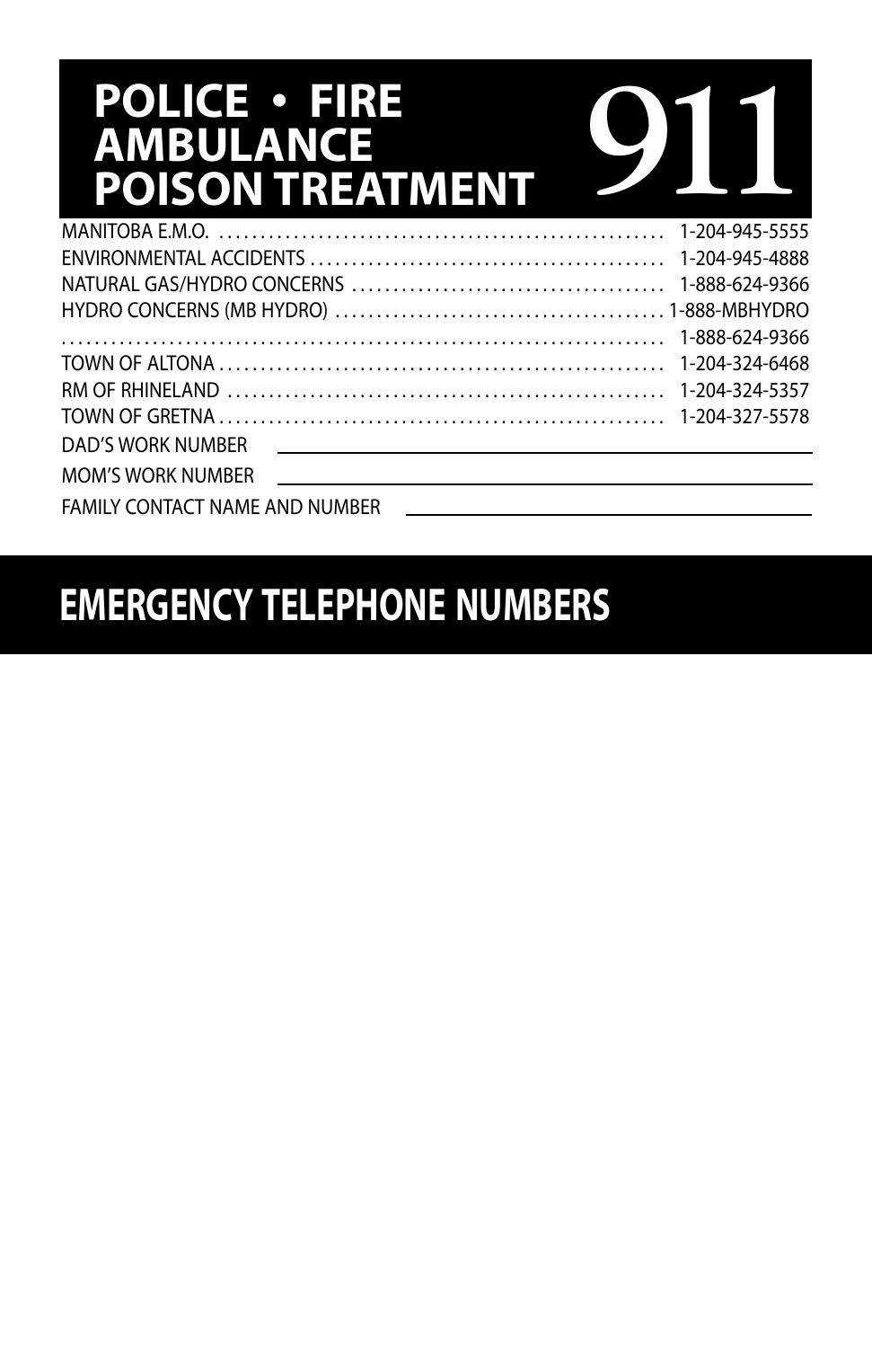# POLICE • FIRE AMBULANCE POISON TREATMENT 911

| | |
|---|---|
| MANITOBA E.M.O. | 1-204-945-5555 |
| ENVIRONMENTAL ACCIDENTS | 1-204-945-4888 |
| NATURAL GAS/HYDRO CONCERNS | 1-888-624-9366 |
| HYDRO CONCERNS (MB HYDRO) | 1-888-MBHYDRO |
| | 1-888-624-9366 |
| TOWN OF ALTONA | 1-204-324-6468 |
| RM OF RHINELAND | 1-204-324-5357 |
| TOWN OF GRETNA | 1-204-327-5578 |

DAD'S WORK NUMBER ______________________________

MOM'S WORK NUMBER ______________________________

FAMILY CONTACT NAME AND NUMBER ______________________________

## EMERGENCY TELEPHONE NUMBERS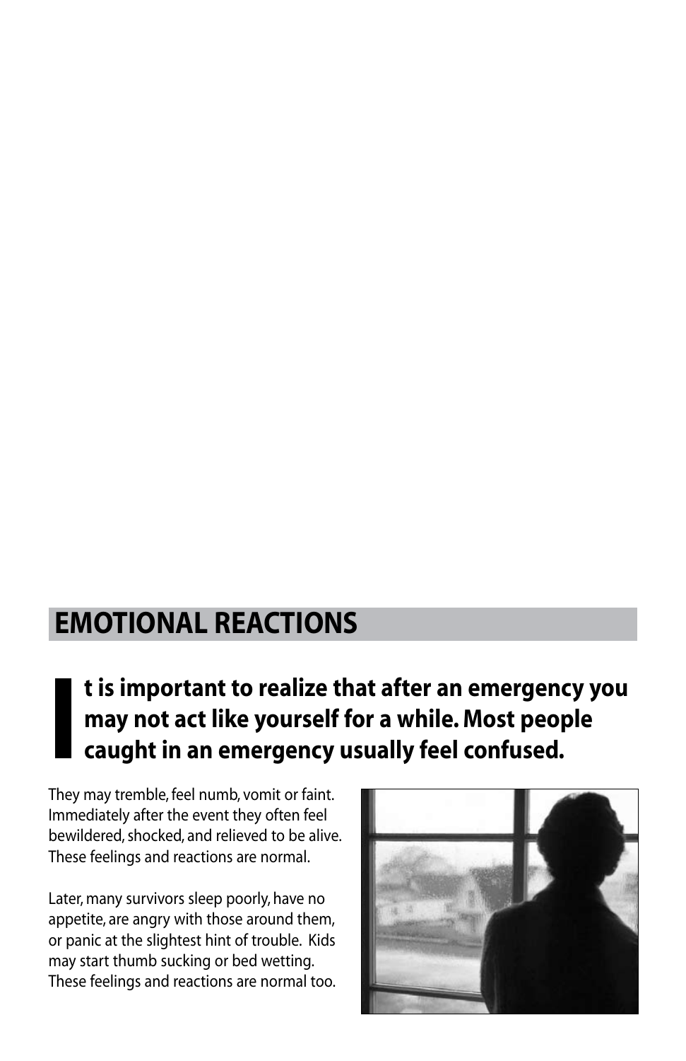## EMOTIONAL REACTIONS

**It is important to realize that after an emergency you may not act like yourself for a while. Most people caught in an emergency usually feel confused.**

They may tremble, feel numb, vomit or faint. Immediately after the event they often feel bewildered, shocked, and relieved to be alive. These feelings and reactions are normal.

Later, many survivors sleep poorly, have no appetite, are angry with those around them, or panic at the slightest hint of trouble. Kids may start thumb sucking or bed wetting. These feelings and reactions are normal too.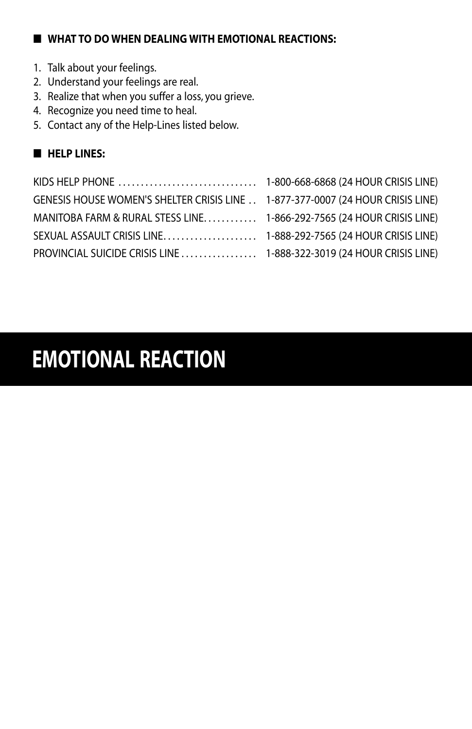## WHAT TO DO WHEN DEALING WITH EMOTIONAL REACTIONS:

1. Talk about your feelings.
2. Understand your feelings are real.
3. Realize that when you suffer a loss, you grieve.
4. Recognize you need time to heal.
5. Contact any of the Help-Lines listed below.

## HELP LINES:

| | |
|---|---|
| KIDS HELP PHONE | 1-800-668-6868 (24 HOUR CRISIS LINE) |
| GENESIS HOUSE WOMEN'S SHELTER CRISIS LINE | 1-877-377-0007 (24 HOUR CRISIS LINE) |
| MANITOBA FARM & RURAL STESS LINE | 1-866-292-7565 (24 HOUR CRISIS LINE) |
| SEXUAL ASSAULT CRISIS LINE | 1-888-292-7565 (24 HOUR CRISIS LINE) |
| PROVINCIAL SUICIDE CRISIS LINE | 1-888-322-3019 (24 HOUR CRISIS LINE) |

# EMOTIONAL REACTION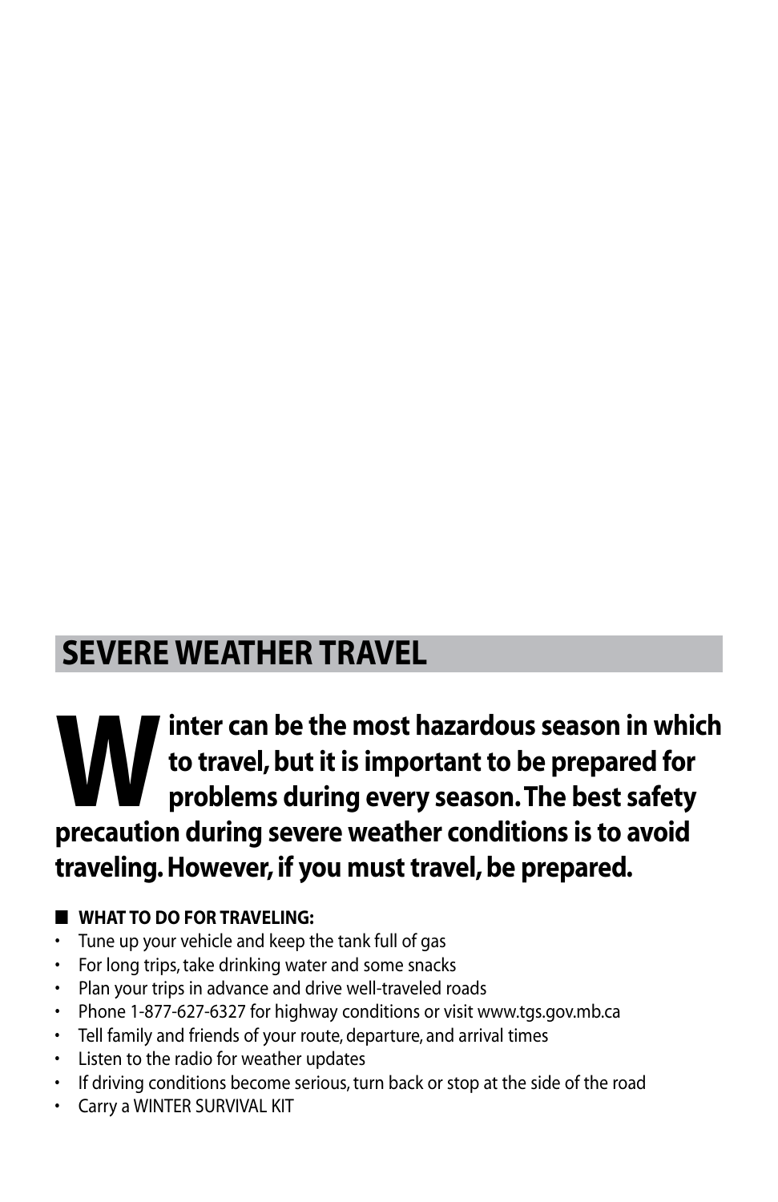## SEVERE WEATHER TRAVEL

**Winter can be the most hazardous season in which to travel, but it is important to be prepared for problems during every season. The best safety precaution during severe weather conditions is to avoid traveling. However, if you must travel, be prepared.**

**WHAT TO DO FOR TRAVELING:**

- Tune up your vehicle and keep the tank full of gas
- For long trips, take drinking water and some snacks
- Plan your trips in advance and drive well-traveled roads
- Phone 1-877-627-6327 for highway conditions or visit www.tgs.gov.mb.ca
- Tell family and friends of your route, departure, and arrival times
- Listen to the radio for weather updates
- If driving conditions become serious, turn back or stop at the side of the road
- Carry a WINTER SURVIVAL KIT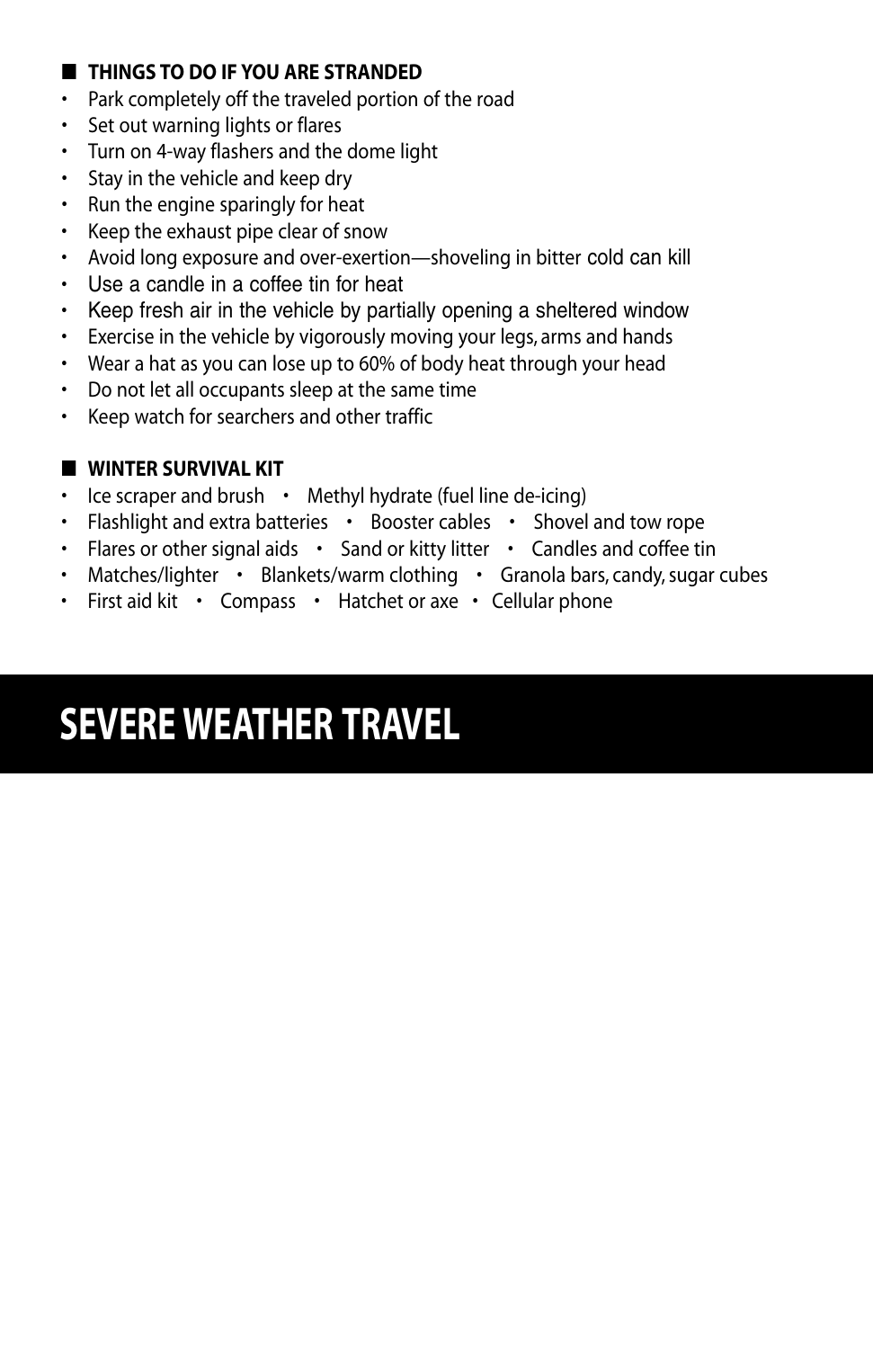### THINGS TO DO IF YOU ARE STRANDED

- Park completely off the traveled portion of the road
- Set out warning lights or flares
- Turn on 4-way flashers and the dome light
- Stay in the vehicle and keep dry
- Run the engine sparingly for heat
- Keep the exhaust pipe clear of snow
- Avoid long exposure and over-exertion—shoveling in bitter cold can kill
- Use a candle in a coffee tin for heat
- Keep fresh air in the vehicle by partially opening a sheltered window
- Exercise in the vehicle by vigorously moving your legs, arms and hands
- Wear a hat as you can lose up to 60% of body heat through your head
- Do not let all occupants sleep at the same time
- Keep watch for searchers and other traffic

### WINTER SURVIVAL KIT

- Ice scraper and brush
- Methyl hydrate (fuel line de-icing)
- Flashlight and extra batteries
- Booster cables
- Shovel and tow rope
- Flares or other signal aids
- Sand or kitty litter
- Candles and coffee tin
- Matches/lighter
- Blankets/warm clothing
- Granola bars, candy, sugar cubes
- First aid kit
- Compass
- Hatchet or axe
- Cellular phone

# SEVERE WEATHER TRAVEL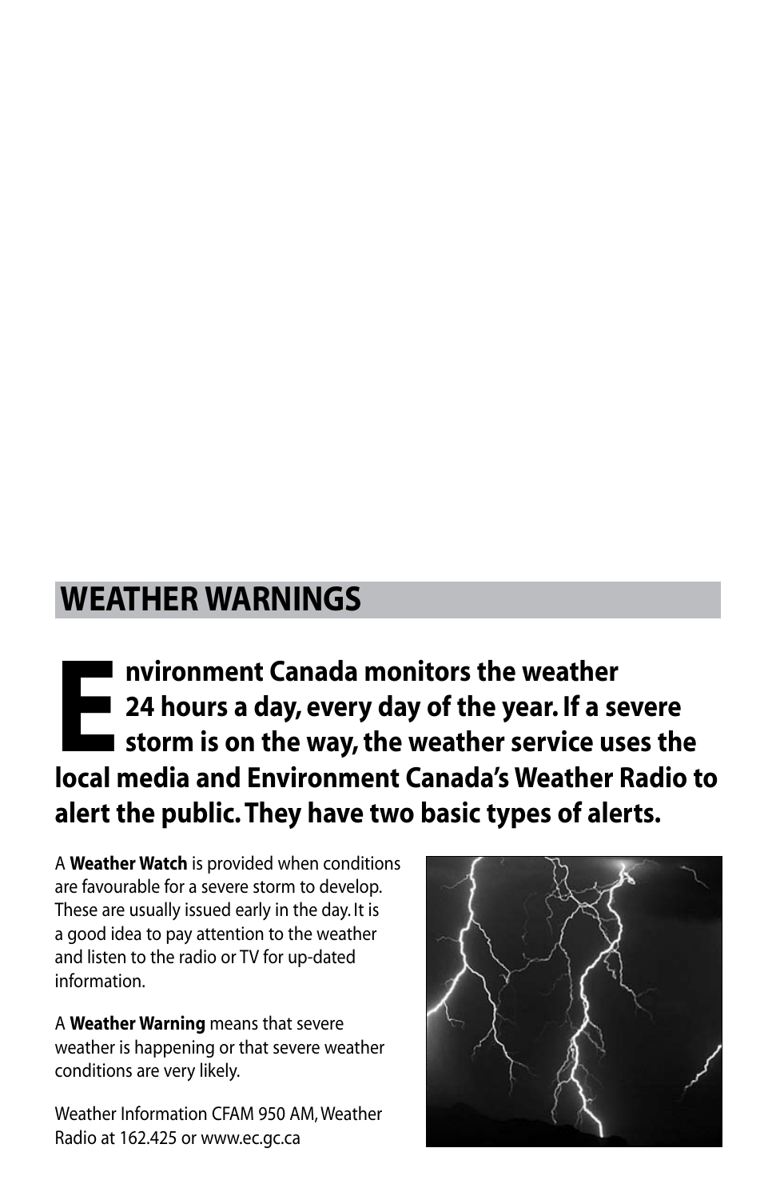## WEATHER WARNINGS

**Environment Canada monitors the weather 24 hours a day, every day of the year. If a severe storm is on the way, the weather service uses the local media and Environment Canada's Weather Radio to alert the public. They have two basic types of alerts.**

A **Weather Watch** is provided when conditions are favourable for a severe storm to develop. These are usually issued early in the day. It is a good idea to pay attention to the weather and listen to the radio or TV for up-dated information.

A **Weather Warning** means that severe weather is happening or that severe weather conditions are very likely.

Weather Information CFAM 950 AM, Weather Radio at 162.425 or www.ec.gc.ca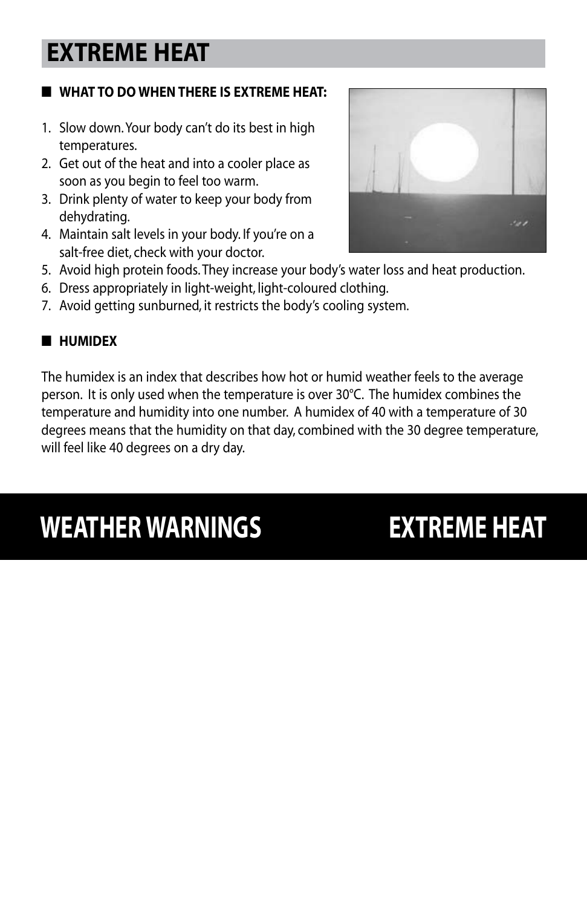# EXTREME HEAT

## WHAT TO DO WHEN THERE IS EXTREME HEAT:

1. Slow down. Your body can't do its best in high temperatures.
2. Get out of the heat and into a cooler place as soon as you begin to feel too warm.
3. Drink plenty of water to keep your body from dehydrating.
4. Maintain salt levels in your body. If you're on a salt-free diet, check with your doctor.
5. Avoid high protein foods. They increase your body's water loss and heat production.
6. Dress appropriately in light-weight, light-coloured clothing.
7. Avoid getting sunburned, it restricts the body's cooling system.

## HUMIDEX

The humidex is an index that describes how hot or humid weather feels to the average person. It is only used when the temperature is over 30°C. The humidex combines the temperature and humidity into one number. A humidex of 40 with a temperature of 30 degrees means that the humidity on that day, combined with the 30 degree temperature, will feel like 40 degrees on a dry day.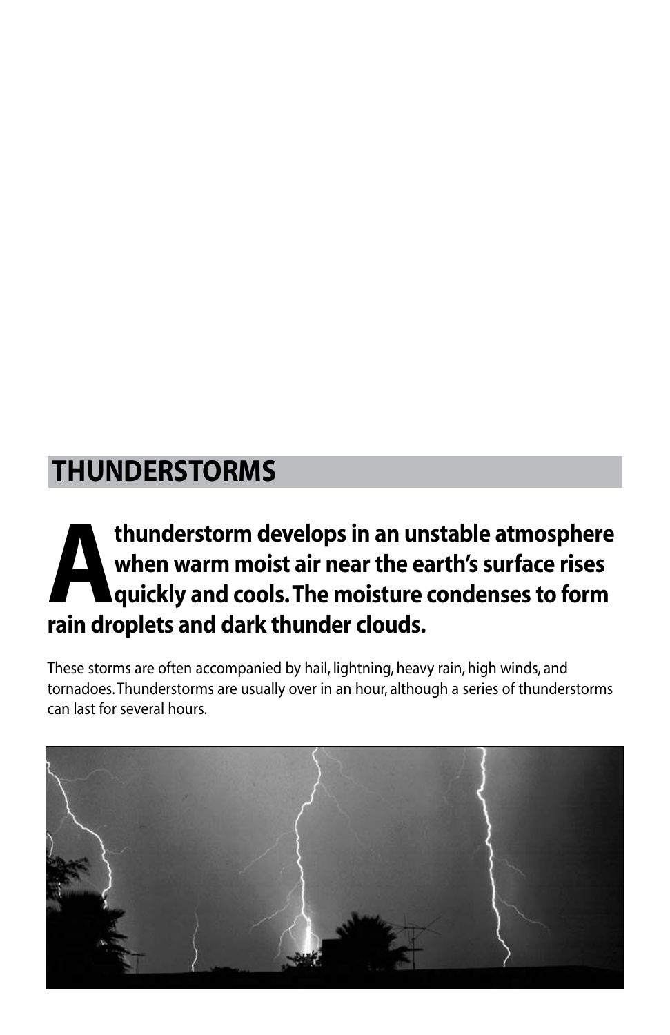## THUNDERSTORMS

**A thunderstorm develops in an unstable atmosphere when warm moist air near the earth's surface rises quickly and cools. The moisture condenses to form rain droplets and dark thunder clouds.**

These storms are often accompanied by hail, lightning, heavy rain, high winds, and tornadoes. Thunderstorms are usually over in an hour, although a series of thunderstorms can last for several hours.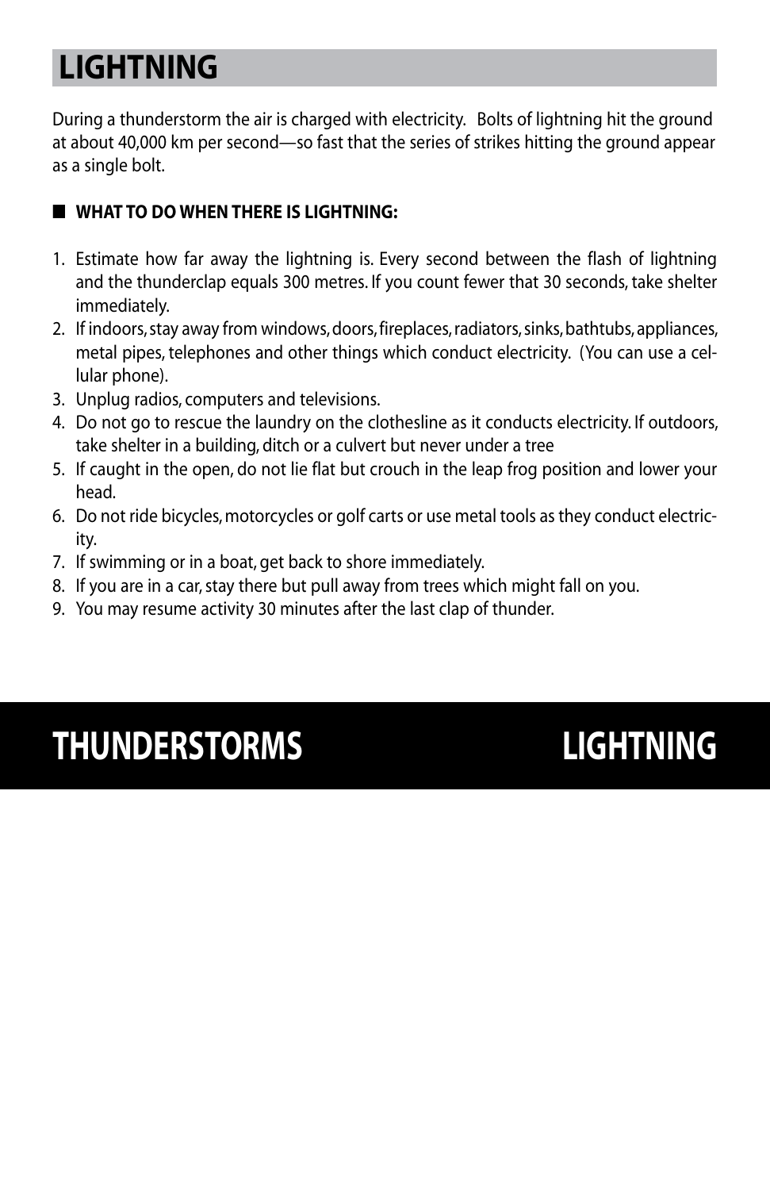## LIGHTNING

During a thunderstorm the air is charged with electricity. Bolts of lightning hit the ground at about 40,000 km per second—so fast that the series of strikes hitting the ground appear as a single bolt.

### ■ WHAT TO DO WHEN THERE IS LIGHTNING:

1. Estimate how far away the lightning is. Every second between the flash of lightning and the thunderclap equals 300 metres. If you count fewer that 30 seconds, take shelter immediately.
2. If indoors, stay away from windows, doors, fireplaces, radiators, sinks, bathtubs, appliances, metal pipes, telephones and other things which conduct electricity. (You can use a cellular phone).
3. Unplug radios, computers and televisions.
4. Do not go to rescue the laundry on the clothesline as it conducts electricity. If outdoors, take shelter in a building, ditch or a culvert but never under a tree
5. If caught in the open, do not lie flat but crouch in the leap frog position and lower your head.
6. Do not ride bicycles, motorcycles or golf carts or use metal tools as they conduct electricity.
7. If swimming or in a boat, get back to shore immediately.
8. If you are in a car, stay there but pull away from trees which might fall on you.
9. You may resume activity 30 minutes after the last clap of thunder.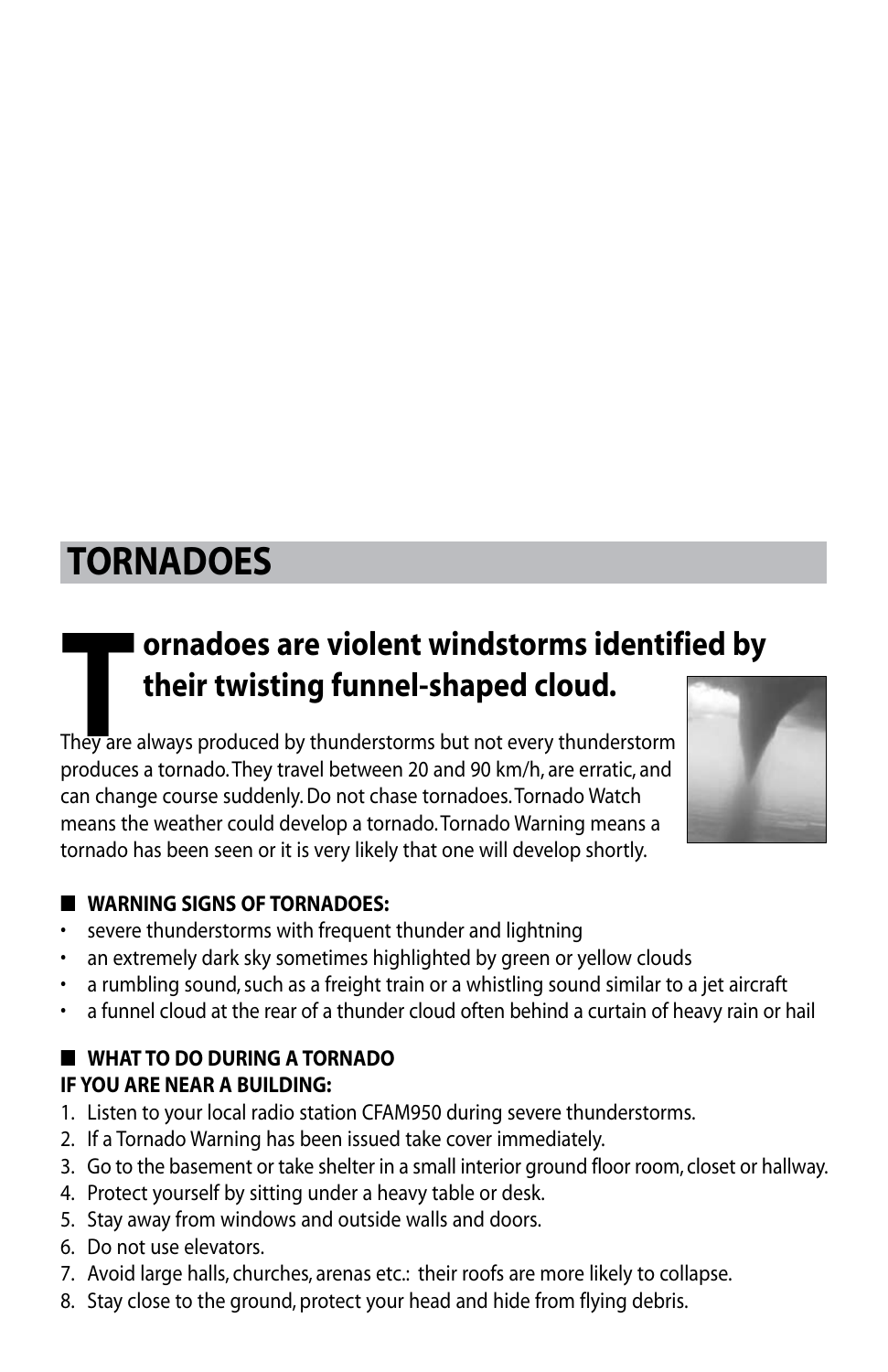# TORNADOES

## Tornadoes are violent windstorms identified by their twisting funnel-shaped cloud.

They are always produced by thunderstorms but not every thunderstorm produces a tornado. They travel between 20 and 90 km/h, are erratic, and can change course suddenly. Do not chase tornadoes. Tornado Watch means the weather could develop a tornado. Tornado Warning means a tornado has been seen or it is very likely that one will develop shortly.

### WARNING SIGNS OF TORNADOES:

- severe thunderstorms with frequent thunder and lightning
- an extremely dark sky sometimes highlighted by green or yellow clouds
- a rumbling sound, such as a freight train or a whistling sound similar to a jet aircraft
- a funnel cloud at the rear of a thunder cloud often behind a curtain of heavy rain or hail

### WHAT TO DO DURING A TORNADO

**IF YOU ARE NEAR A BUILDING:**

1. Listen to your local radio station CFAM950 during severe thunderstorms.
2. If a Tornado Warning has been issued take cover immediately.
3. Go to the basement or take shelter in a small interior ground floor room, closet or hallway.
4. Protect yourself by sitting under a heavy table or desk.
5. Stay away from windows and outside walls and doors.
6. Do not use elevators.
7. Avoid large halls, churches, arenas etc.: their roofs are more likely to collapse.
8. Stay close to the ground, protect your head and hide from flying debris.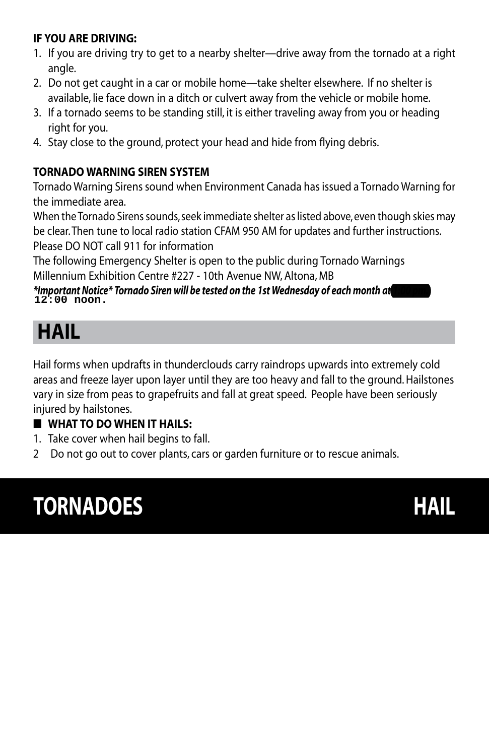**IF YOU ARE DRIVING:**

1. If you are driving try to get to a nearby shelter—drive away from the tornado at a right angle.
2. Do not get caught in a car or mobile home—take shelter elsewhere. If no shelter is available, lie face down in a ditch or culvert away from the vehicle or mobile home.
3. If a tornado seems to be standing still, it is either traveling away from you or heading right for you.
4. Stay close to the ground, protect your head and hide from flying debris.

**TORNADO WARNING SIREN SYSTEM**

Tornado Warning Sirens sound when Environment Canada has issued a Tornado Warning for the immediate area.

When the Tornado Sirens sounds, seek immediate shelter as listed above, even though skies may be clear. Then tune to local radio station CFAM 950 AM for updates and further instructions.

Please DO NOT call 911 for information

The following Emergency Shelter is open to the public during Tornado Warnings

Millennium Exhibition Centre #227 - 10th Avenue NW, Altona, MB

***Important Notice* Tornado Siren will be tested on the 1st Wednesday of each month at** 12:00 noon.

## HAIL

Hail forms when updrafts in thunderclouds carry raindrops upwards into extremely cold areas and freeze layer upon layer until they are too heavy and fall to the ground. Hailstones vary in size from peas to grapefruits and fall at great speed. People have been seriously injured by hailstones.

■ **WHAT TO DO WHEN IT HAILS:**

1. Take cover when hail begins to fall.
2 Do not go out to cover plants, cars or garden furniture or to rescue animals.

# TORNADOES HAIL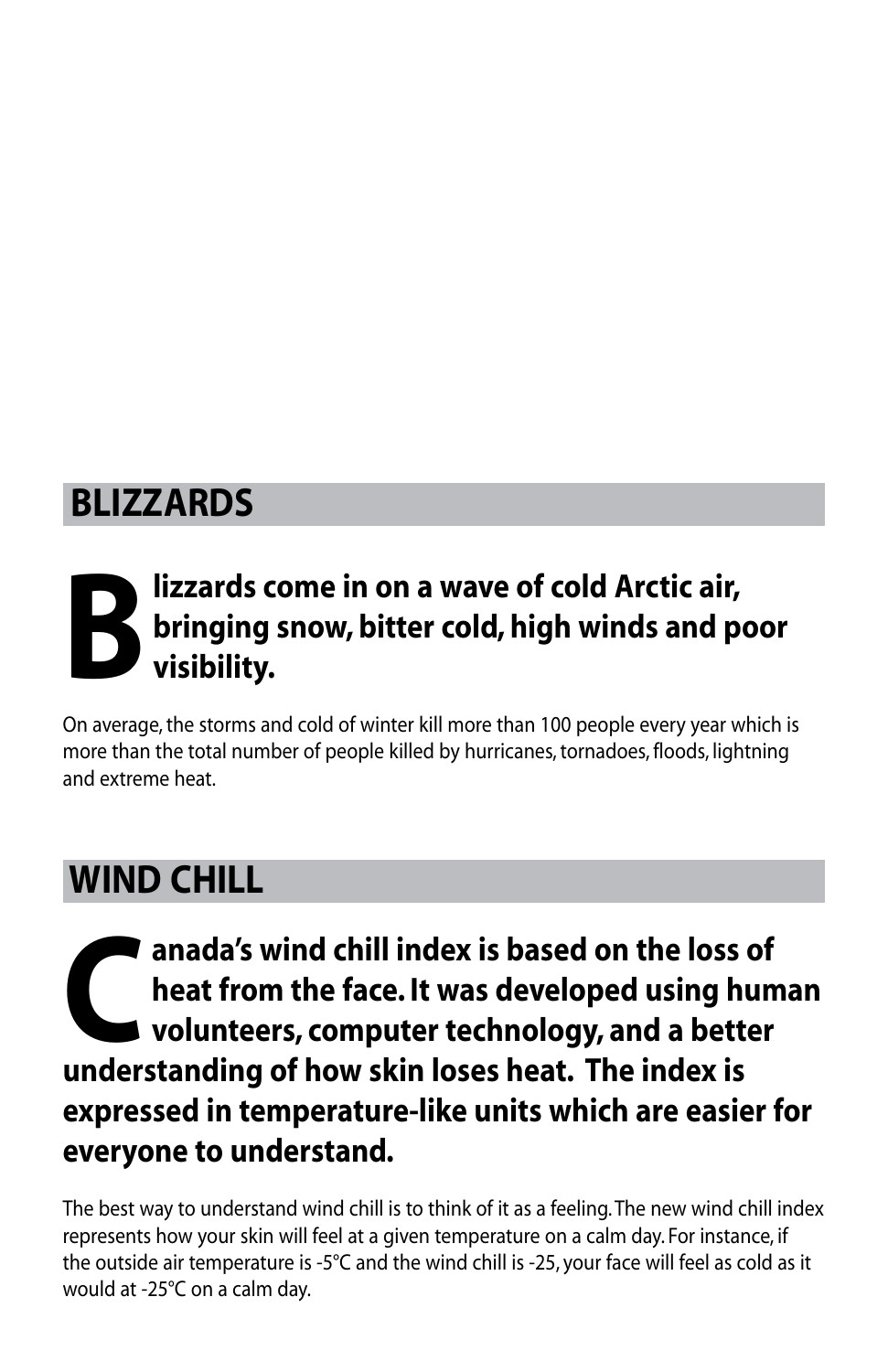## BLIZZARDS

**Blizzards come in on a wave of cold Arctic air, bringing snow, bitter cold, high winds and poor visibility.**

On average, the storms and cold of winter kill more than 100 people every year which is more than the total number of people killed by hurricanes, tornadoes, floods, lightning and extreme heat.

## WIND CHILL

**Canada's wind chill index is based on the loss of heat from the face. It was developed using human volunteers, computer technology, and a better understanding of how skin loses heat. The index is expressed in temperature-like units which are easier for everyone to understand.**

The best way to understand wind chill is to think of it as a feeling. The new wind chill index represents how your skin will feel at a given temperature on a calm day. For instance, if the outside air temperature is -5°C and the wind chill is -25, your face will feel as cold as it would at -25°C on a calm day.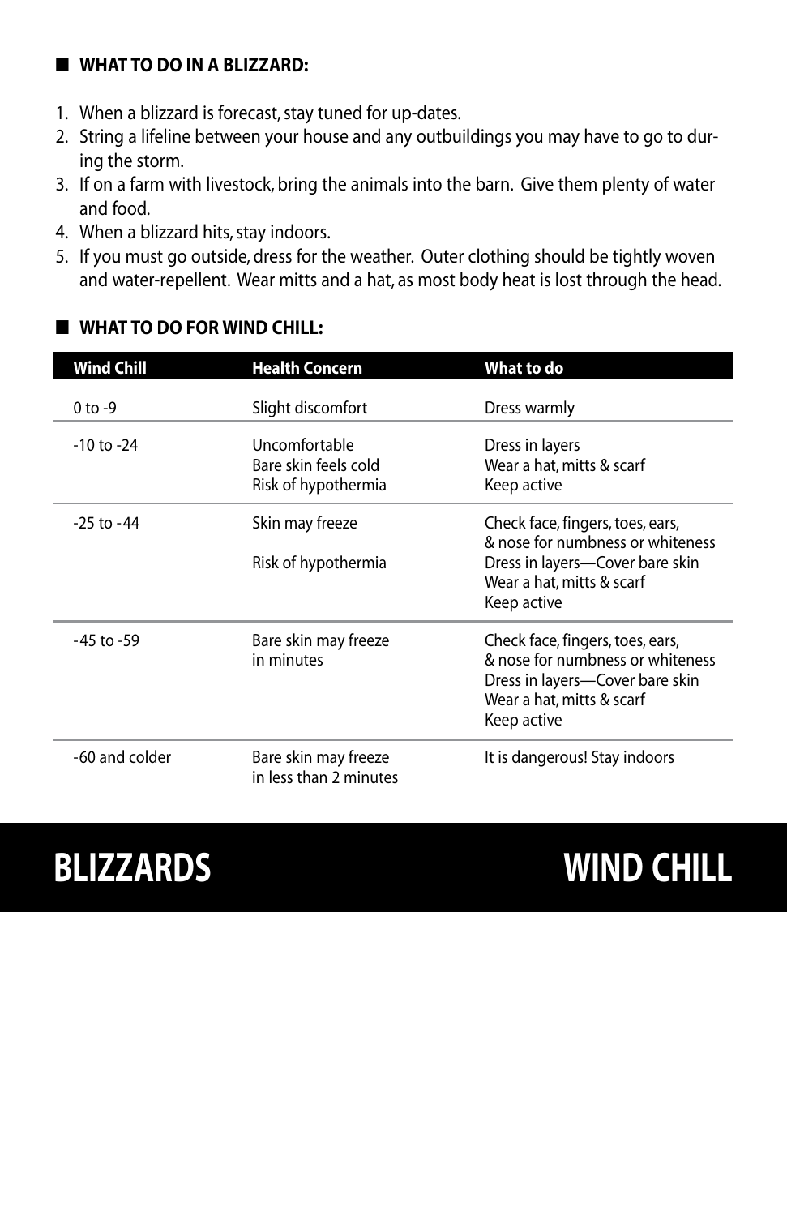## WHAT TO DO IN A BLIZZARD:

1. When a blizzard is forecast, stay tuned for up-dates.
2. String a lifeline between your house and any outbuildings you may have to go to during the storm.
3. If on a farm with livestock, bring the animals into the barn. Give them plenty of water and food.
4. When a blizzard hits, stay indoors.
5. If you must go outside, dress for the weather. Outer clothing should be tightly woven and water-repellent. Wear mitts and a hat, as most body heat is lost through the head.

## WHAT TO DO FOR WIND CHILL:

| Wind Chill | Health Concern | What to do |
|---|---|---|
| 0 to -9 | Slight discomfort | Dress warmly |
| -10 to -24 | Uncomfortable<br>Bare skin feels cold<br>Risk of hypothermia | Dress in layers<br>Wear a hat, mitts & scarf<br>Keep active |
| -25 to -44 | Skin may freeze<br><br>Risk of hypothermia | Check face, fingers, toes, ears, & nose for numbness or whiteness<br>Dress in layers—Cover bare skin<br>Wear a hat, mitts & scarf<br>Keep active |
| -45 to -59 | Bare skin may freeze in minutes | Check face, fingers, toes, ears, & nose for numbness or whiteness<br>Dress in layers—Cover bare skin<br>Wear a hat, mitts & scarf<br>Keep active |
| -60 and colder | Bare skin may freeze in less than 2 minutes | It is dangerous! Stay indoors |

# BLIZZARDS WIND CHILL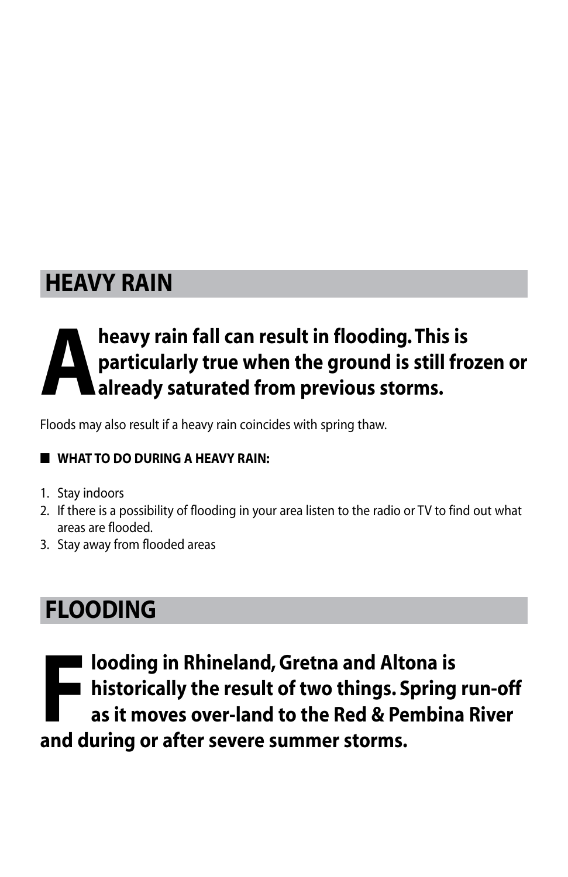## HEAVY RAIN

**A heavy rain fall can result in flooding. This is particularly true when the ground is still frozen or already saturated from previous storms.**

Floods may also result if a heavy rain coincides with spring thaw.

- **WHAT TO DO DURING A HEAVY RAIN:**

1. Stay indoors
2. If there is a possibility of flooding in your area listen to the radio or TV to find out what areas are flooded.
3. Stay away from flooded areas

## FLOODING

**Flooding in Rhineland, Gretna and Altona is historically the result of two things. Spring run-off as it moves over-land to the Red & Pembina River and during or after severe summer storms.**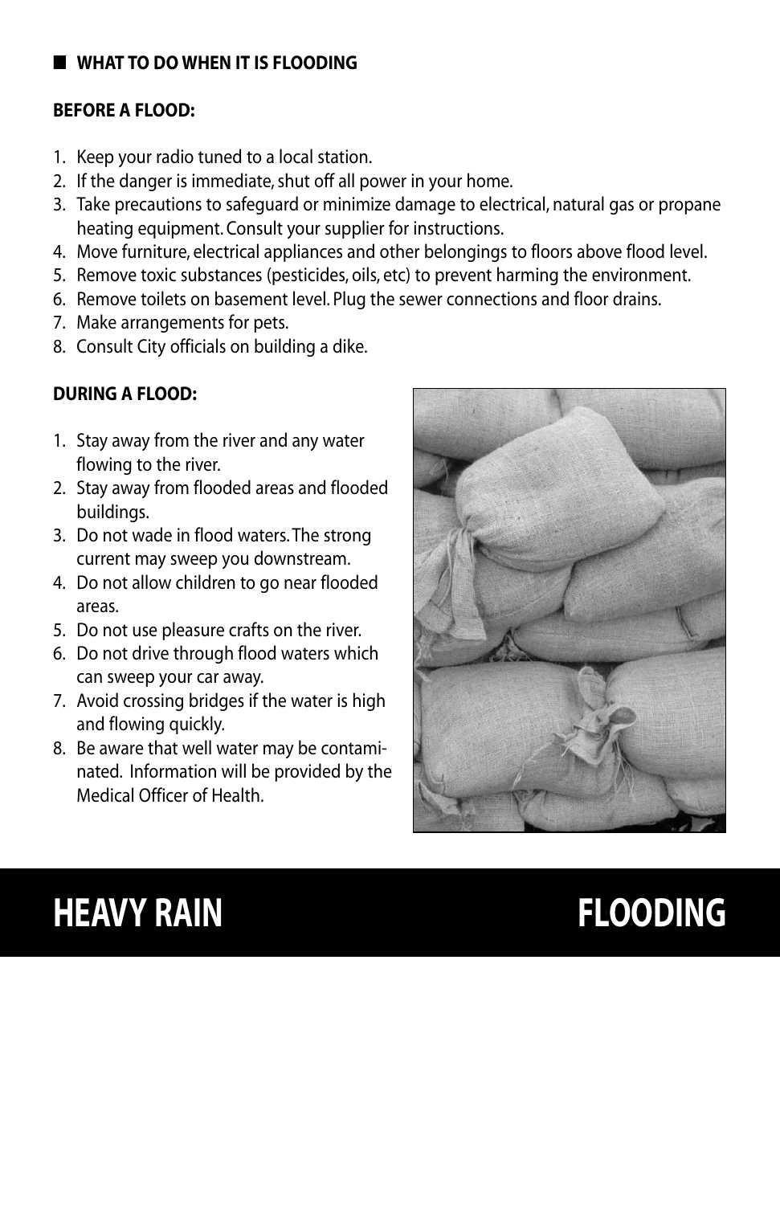## WHAT TO DO WHEN IT IS FLOODING

**BEFORE A FLOOD:**

1. Keep your radio tuned to a local station.
2. If the danger is immediate, shut off all power in your home.
3. Take precautions to safeguard or minimize damage to electrical, natural gas or propane heating equipment. Consult your supplier for instructions.
4. Move furniture, electrical appliances and other belongings to floors above flood level.
5. Remove toxic substances (pesticides, oils, etc) to prevent harming the environment.
6. Remove toilets on basement level. Plug the sewer connections and floor drains.
7. Make arrangements for pets.
8. Consult City officials on building a dike.

**DURING A FLOOD:**

1. Stay away from the river and any water flowing to the river.
2. Stay away from flooded areas and flooded buildings.
3. Do not wade in flood waters. The strong current may sweep you downstream.
4. Do not allow children to go near flooded areas.
5. Do not use pleasure crafts on the river.
6. Do not drive through flood waters which can sweep your car away.
7. Avoid crossing bridges if the water is high and flowing quickly.
8. Be aware that well water may be contaminated. Information will be provided by the Medical Officer of Health.

# HEAVY RAIN FLOODING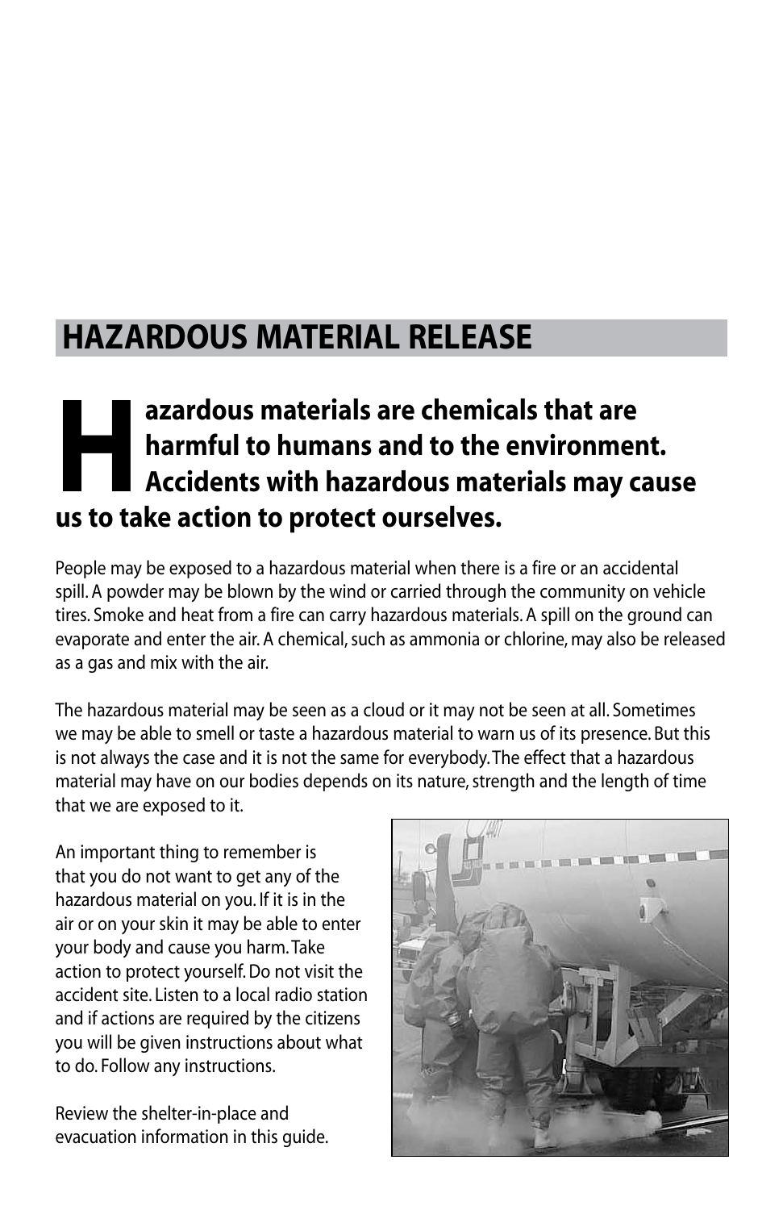## HAZARDOUS MATERIAL RELEASE

**Hazardous materials are chemicals that are harmful to humans and to the environment. Accidents with hazardous materials may cause us to take action to protect ourselves.**

People may be exposed to a hazardous material when there is a fire or an accidental spill. A powder may be blown by the wind or carried through the community on vehicle tires. Smoke and heat from a fire can carry hazardous materials. A spill on the ground can evaporate and enter the air. A chemical, such as ammonia or chlorine, may also be released as a gas and mix with the air.

The hazardous material may be seen as a cloud or it may not be seen at all. Sometimes we may be able to smell or taste a hazardous material to warn us of its presence. But this is not always the case and it is not the same for everybody. The effect that a hazardous material may have on our bodies depends on its nature, strength and the length of time that we are exposed to it.

An important thing to remember is that you do not want to get any of the hazardous material on you. If it is in the air or on your skin it may be able to enter your body and cause you harm. Take action to protect yourself. Do not visit the accident site. Listen to a local radio station and if actions are required by the citizens you will be given instructions about what to do. Follow any instructions.

Review the shelter-in-place and evacuation information in this guide.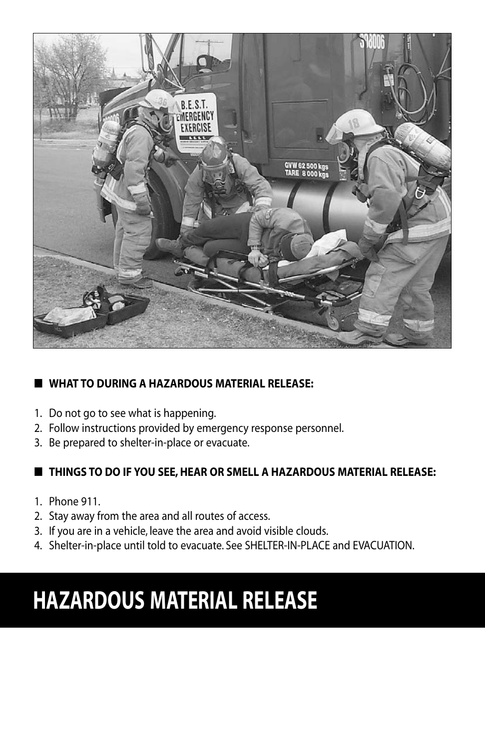## WHAT TO DURING A HAZARDOUS MATERIAL RELEASE:

1. Do not go to see what is happening.
2. Follow instructions provided by emergency response personnel.
3. Be prepared to shelter-in-place or evacuate.

## THINGS TO DO IF YOU SEE, HEAR OR SMELL A HAZARDOUS MATERIAL RELEASE:

1. Phone 911.
2. Stay away from the area and all routes of access.
3. If you are in a vehicle, leave the area and avoid visible clouds.
4. Shelter-in-place until told to evacuate. See SHELTER-IN-PLACE and EVACUATION.

# HAZARDOUS MATERIAL RELEASE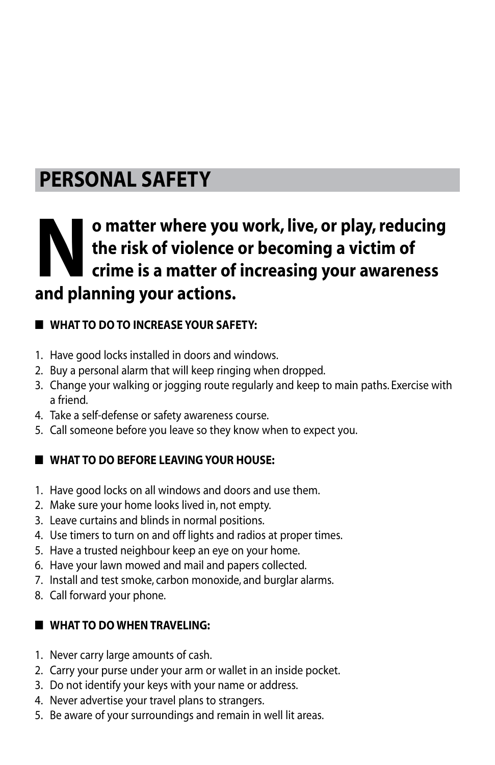# PERSONAL SAFETY

**No matter where you work, live, or play, reducing the risk of violence or becoming a victim of crime is a matter of increasing your awareness and planning your actions.**

## WHAT TO DO TO INCREASE YOUR SAFETY:

1. Have good locks installed in doors and windows.
2. Buy a personal alarm that will keep ringing when dropped.
3. Change your walking or jogging route regularly and keep to main paths. Exercise with a friend.
4. Take a self-defense or safety awareness course.
5. Call someone before you leave so they know when to expect you.

## WHAT TO DO BEFORE LEAVING YOUR HOUSE:

1. Have good locks on all windows and doors and use them.
2. Make sure your home looks lived in, not empty.
3. Leave curtains and blinds in normal positions.
4. Use timers to turn on and off lights and radios at proper times.
5. Have a trusted neighbour keep an eye on your home.
6. Have your lawn mowed and mail and papers collected.
7. Install and test smoke, carbon monoxide, and burglar alarms.
8. Call forward your phone.

## WHAT TO DO WHEN TRAVELING:

1. Never carry large amounts of cash.
2. Carry your purse under your arm or wallet in an inside pocket.
3. Do not identify your keys with your name or address.
4. Never advertise your travel plans to strangers.
5. Be aware of your surroundings and remain in well lit areas.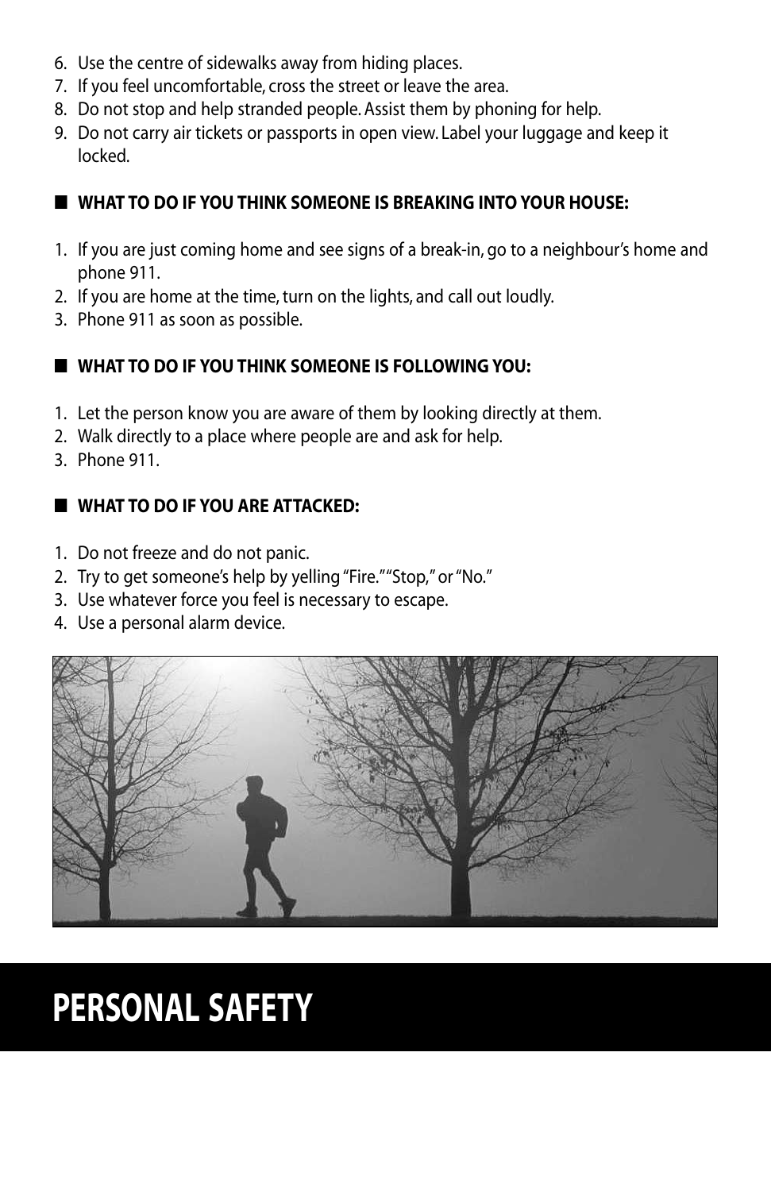6. Use the centre of sidewalks away from hiding places.
7. If you feel uncomfortable, cross the street or leave the area.
8. Do not stop and help stranded people. Assist them by phoning for help.
9. Do not carry air tickets or passports in open view. Label your luggage and keep it locked.

## WHAT TO DO IF YOU THINK SOMEONE IS BREAKING INTO YOUR HOUSE:

1. If you are just coming home and see signs of a break-in, go to a neighbour's home and phone 911.
2. If you are home at the time, turn on the lights, and call out loudly.
3. Phone 911 as soon as possible.

## WHAT TO DO IF YOU THINK SOMEONE IS FOLLOWING YOU:

1. Let the person know you are aware of them by looking directly at them.
2. Walk directly to a place where people are and ask for help.
3. Phone 911.

## WHAT TO DO IF YOU ARE ATTACKED:

1. Do not freeze and do not panic.
2. Try to get someone's help by yelling "Fire." "Stop," or "No."
3. Use whatever force you feel is necessary to escape.
4. Use a personal alarm device.

# PERSONAL SAFETY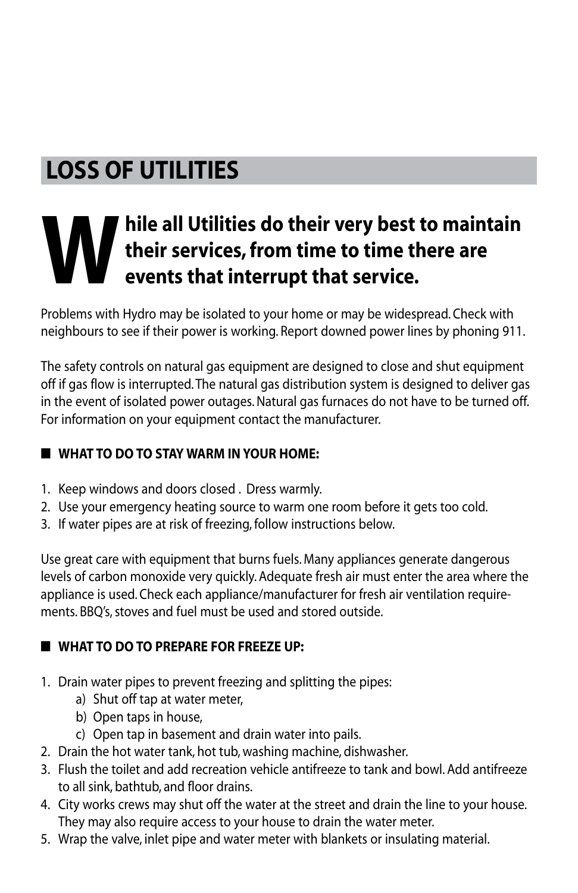# LOSS OF UTILITIES

**While all Utilities do their very best to maintain their services, from time to time there are events that interrupt that service.**

Problems with Hydro may be isolated to your home or may be widespread. Check with neighbours to see if their power is working. Report downed power lines by phoning 911.

The safety controls on natural gas equipment are designed to close and shut equipment off if gas flow is interrupted. The natural gas distribution system is designed to deliver gas in the event of isolated power outages. Natural gas furnaces do not have to be turned off. For information on your equipment contact the manufacturer.

## WHAT TO DO TO STAY WARM IN YOUR HOME:

1. Keep windows and doors closed . Dress warmly.
2. Use your emergency heating source to warm one room before it gets too cold.
3. If water pipes are at risk of freezing, follow instructions below.

Use great care with equipment that burns fuels. Many appliances generate dangerous levels of carbon monoxide very quickly. Adequate fresh air must enter the area where the appliance is used. Check each appliance/manufacturer for fresh air ventilation requirements. BBQ's, stoves and fuel must be used and stored outside.

## WHAT TO DO TO PREPARE FOR FREEZE UP:

1. Drain water pipes to prevent freezing and splitting the pipes:
   a) Shut off tap at water meter,
   b) Open taps in house,
   c) Open tap in basement and drain water into pails.
2. Drain the hot water tank, hot tub, washing machine, dishwasher.
3. Flush the toilet and add recreation vehicle antifreeze to tank and bowl. Add antifreeze to all sink, bathtub, and floor drains.
4. City works crews may shut off the water at the street and drain the line to your house. They may also require access to your house to drain the water meter.
5. Wrap the valve, inlet pipe and water meter with blankets or insulating material.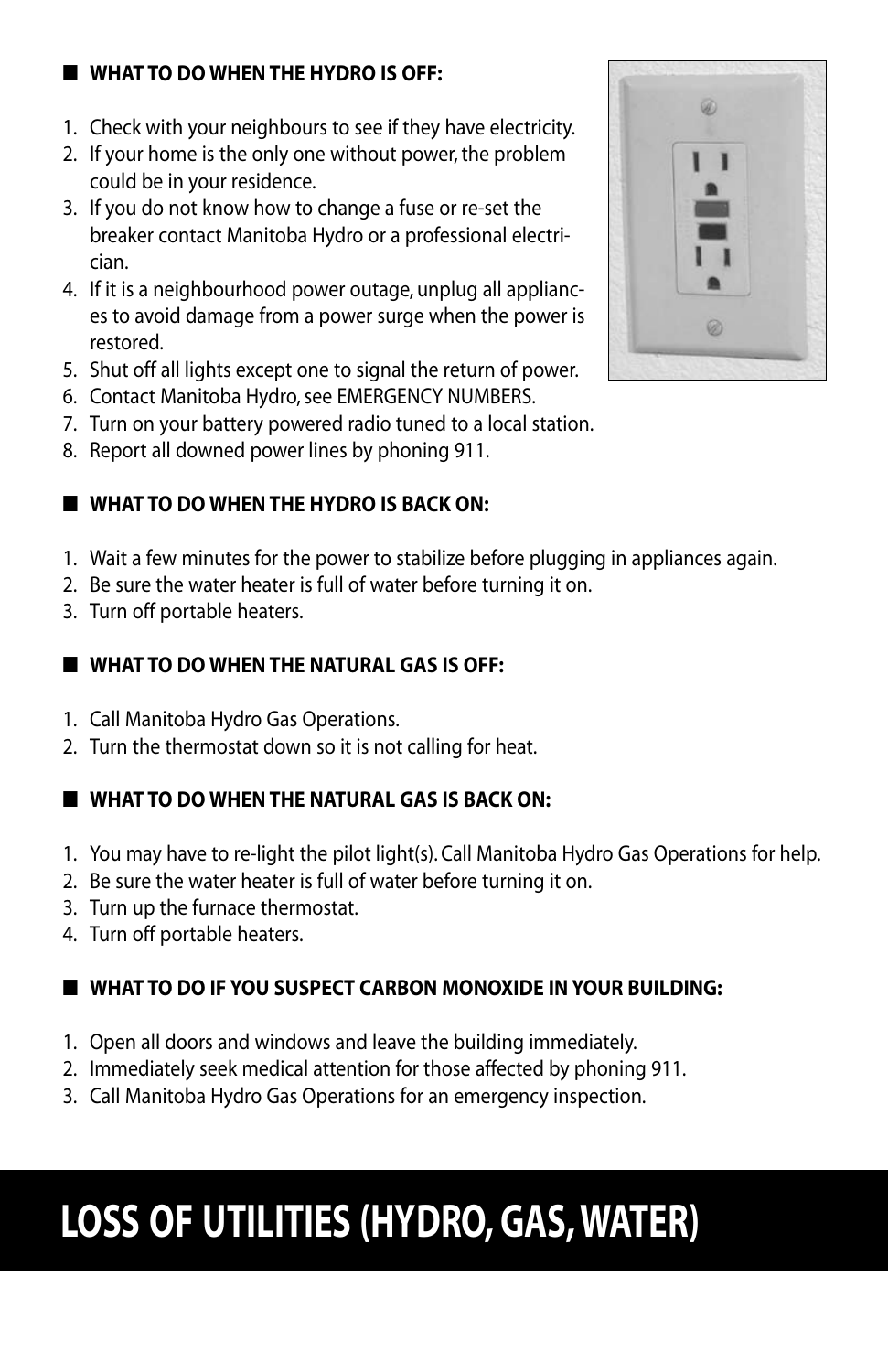### WHAT TO DO WHEN THE HYDRO IS OFF:

1. Check with your neighbours to see if they have electricity.
2. If your home is the only one without power, the problem could be in your residence.
3. If you do not know how to change a fuse or re-set the breaker contact Manitoba Hydro or a professional electrician.
4. If it is a neighbourhood power outage, unplug all appliances to avoid damage from a power surge when the power is restored.
5. Shut off all lights except one to signal the return of power.
6. Contact Manitoba Hydro, see EMERGENCY NUMBERS.
7. Turn on your battery powered radio tuned to a local station.
8. Report all downed power lines by phoning 911.

### WHAT TO DO WHEN THE HYDRO IS BACK ON:

1. Wait a few minutes for the power to stabilize before plugging in appliances again.
2. Be sure the water heater is full of water before turning it on.
3. Turn off portable heaters.

### WHAT TO DO WHEN THE NATURAL GAS IS OFF:

1. Call Manitoba Hydro Gas Operations.
2. Turn the thermostat down so it is not calling for heat.

### WHAT TO DO WHEN THE NATURAL GAS IS BACK ON:

1. You may have to re-light the pilot light(s). Call Manitoba Hydro Gas Operations for help.
2. Be sure the water heater is full of water before turning it on.
3. Turn up the furnace thermostat.
4. Turn off portable heaters.

### WHAT TO DO IF YOU SUSPECT CARBON MONOXIDE IN YOUR BUILDING:

1. Open all doors and windows and leave the building immediately.
2. Immediately seek medical attention for those affected by phoning 911.
3. Call Manitoba Hydro Gas Operations for an emergency inspection.

# LOSS OF UTILITIES (HYDRO, GAS, WATER)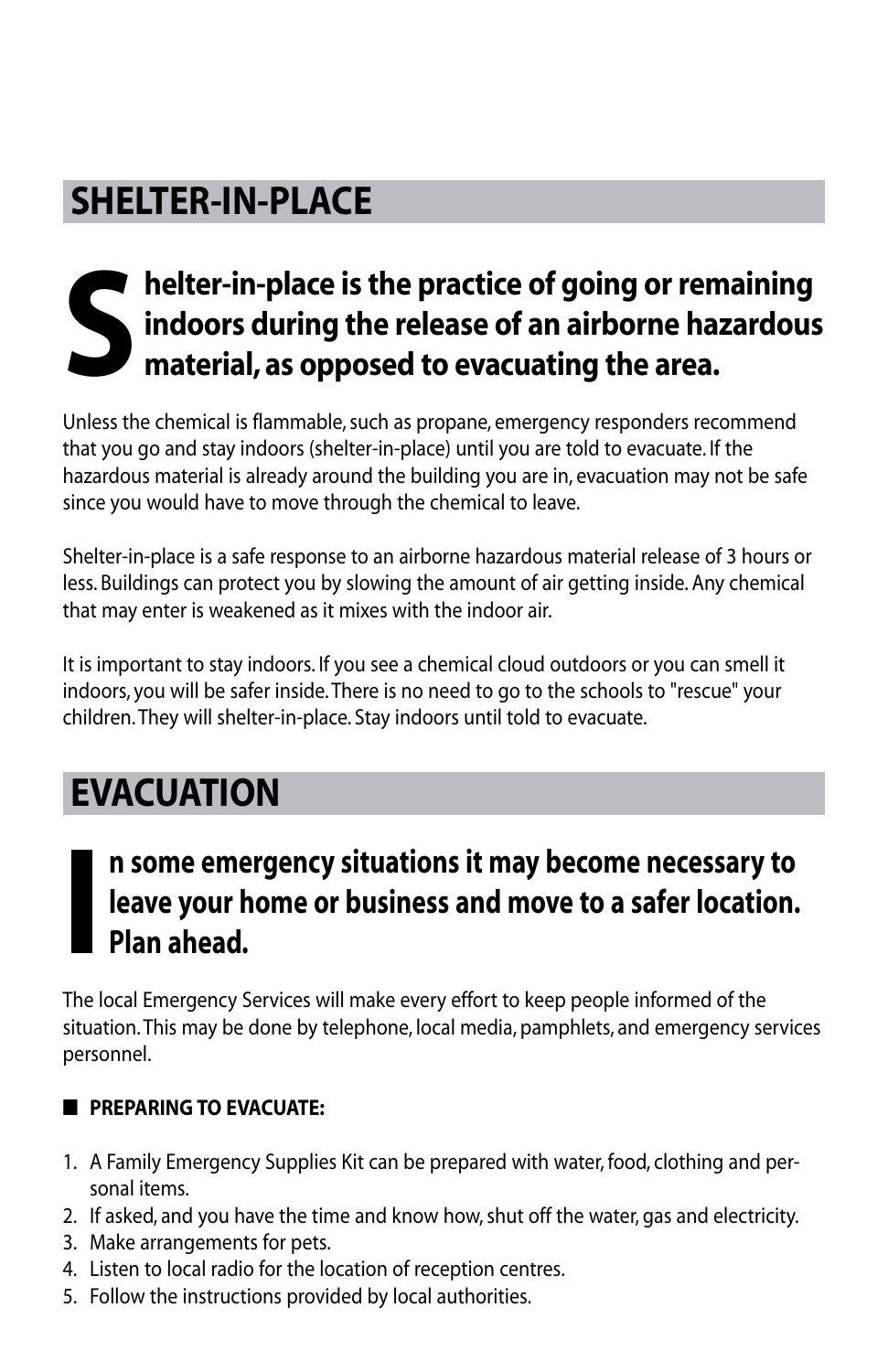## SHELTER-IN-PLACE

**Shelter-in-place is the practice of going or remaining indoors during the release of an airborne hazardous material, as opposed to evacuating the area.**

Unless the chemical is flammable, such as propane, emergency responders recommend that you go and stay indoors (shelter-in-place) until you are told to evacuate. If the hazardous material is already around the building you are in, evacuation may not be safe since you would have to move through the chemical to leave.

Shelter-in-place is a safe response to an airborne hazardous material release of 3 hours or less. Buildings can protect you by slowing the amount of air getting inside. Any chemical that may enter is weakened as it mixes with the indoor air.

It is important to stay indoors. If you see a chemical cloud outdoors or you can smell it indoors, you will be safer inside. There is no need to go to the schools to "rescue" your children. They will shelter-in-place. Stay indoors until told to evacuate.

## EVACUATION

**In some emergency situations it may become necessary to leave your home or business and move to a safer location. Plan ahead.**

The local Emergency Services will make every effort to keep people informed of the situation. This may be done by telephone, local media, pamphlets, and emergency services personnel.

- **PREPARING TO EVACUATE:**

1. A Family Emergency Supplies Kit can be prepared with water, food, clothing and personal items.
2. If asked, and you have the time and know how, shut off the water, gas and electricity.
3. Make arrangements for pets.
4. Listen to local radio for the location of reception centres.
5. Follow the instructions provided by local authorities.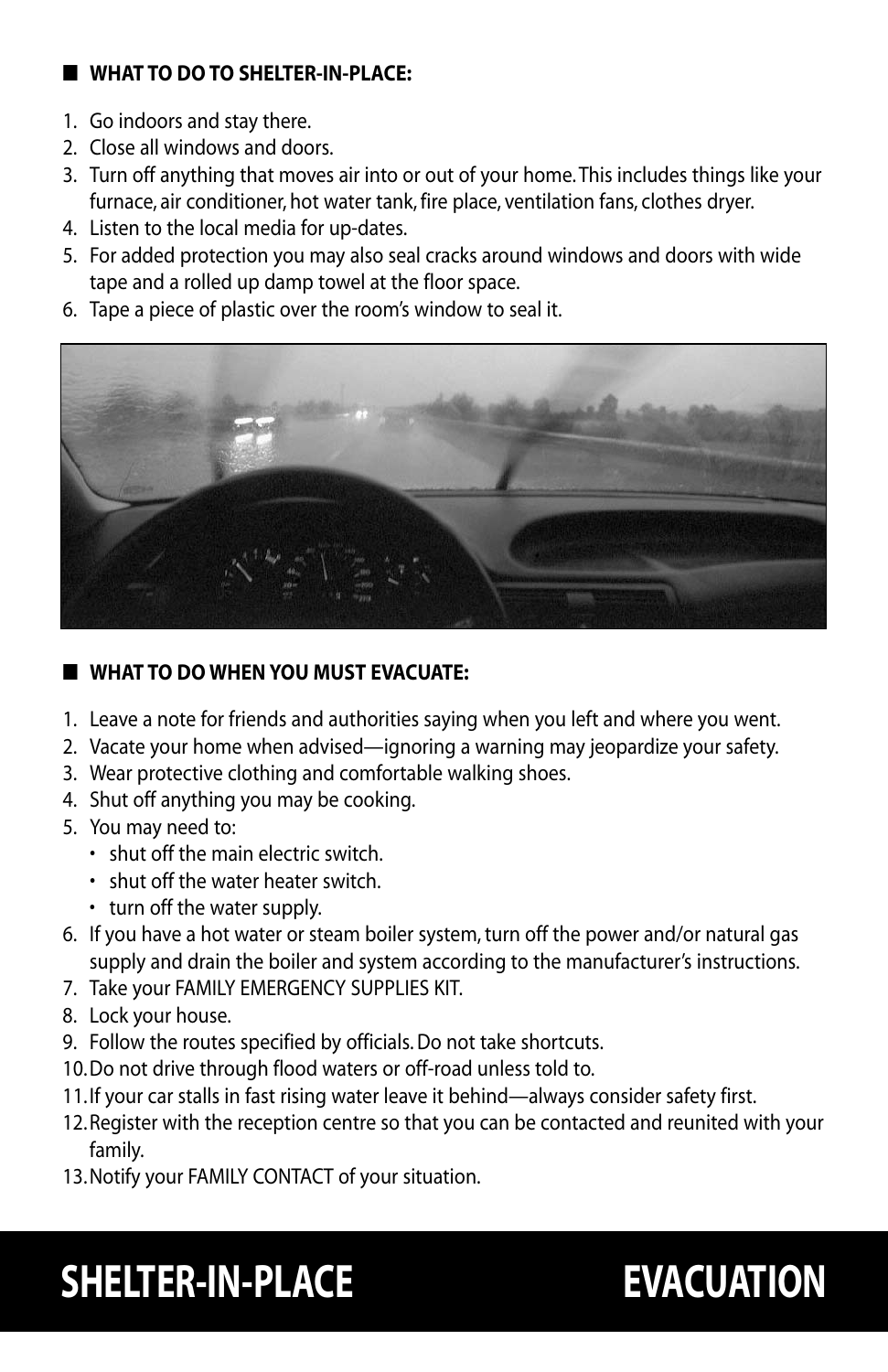## WHAT TO DO TO SHELTER-IN-PLACE:

1. Go indoors and stay there.
2. Close all windows and doors.
3. Turn off anything that moves air into or out of your home. This includes things like your furnace, air conditioner, hot water tank, fire place, ventilation fans, clothes dryer.
4. Listen to the local media for up-dates.
5. For added protection you may also seal cracks around windows and doors with wide tape and a rolled up damp towel at the floor space.
6. Tape a piece of plastic over the room's window to seal it.

## WHAT TO DO WHEN YOU MUST EVACUATE:

1. Leave a note for friends and authorities saying when you left and where you went.
2. Vacate your home when advised—ignoring a warning may jeopardize your safety.
3. Wear protective clothing and comfortable walking shoes.
4. Shut off anything you may be cooking.
5. You may need to:
   - shut off the main electric switch.
   - shut off the water heater switch.
   - turn off the water supply.
6. If you have a hot water or steam boiler system, turn off the power and/or natural gas supply and drain the boiler and system according to the manufacturer's instructions.
7. Take your FAMILY EMERGENCY SUPPLIES KIT.
8. Lock your house.
9. Follow the routes specified by officials. Do not take shortcuts.
10. Do not drive through flood waters or off-road unless told to.
11. If your car stalls in fast rising water leave it behind—always consider safety first.
12. Register with the reception centre so that you can be contacted and reunited with your family.
13. Notify your FAMILY CONTACT of your situation.

# SHELTER-IN-PLACE EVACUATION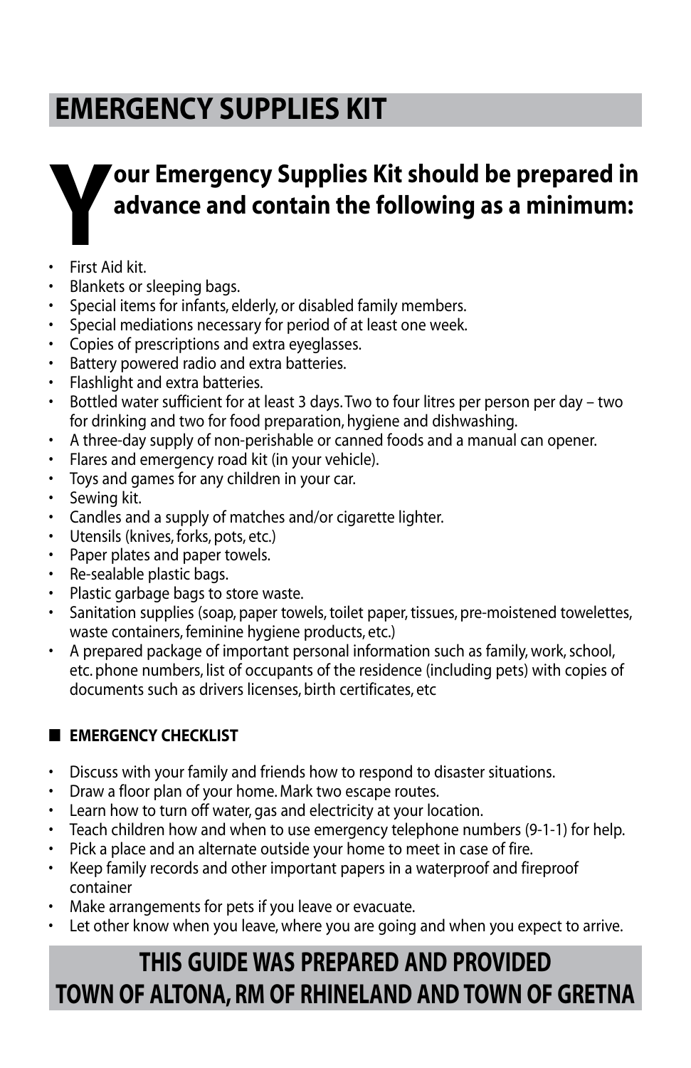# EMERGENCY SUPPLIES KIT

## Your Emergency Supplies Kit should be prepared in advance and contain the following as a minimum:

- First Aid kit.
- Blankets or sleeping bags.
- Special items for infants, elderly, or disabled family members.
- Special mediations necessary for period of at least one week.
- Copies of prescriptions and extra eyeglasses.
- Battery powered radio and extra batteries.
- Flashlight and extra batteries.
- Bottled water sufficient for at least 3 days. Two to four litres per person per day – two for drinking and two for food preparation, hygiene and dishwashing.
- A three-day supply of non-perishable or canned foods and a manual can opener.
- Flares and emergency road kit (in your vehicle).
- Toys and games for any children in your car.
- Sewing kit.
- Candles and a supply of matches and/or cigarette lighter.
- Utensils (knives, forks, pots, etc.)
- Paper plates and paper towels.
- Re-sealable plastic bags.
- Plastic garbage bags to store waste.
- Sanitation supplies (soap, paper towels, toilet paper, tissues, pre-moistened towelettes, waste containers, feminine hygiene products, etc.)
- A prepared package of important personal information such as family, work, school, etc. phone numbers, list of occupants of the residence (including pets) with copies of documents such as drivers licenses, birth certificates, etc

### EMERGENCY CHECKLIST

- Discuss with your family and friends how to respond to disaster situations.
- Draw a floor plan of your home. Mark two escape routes.
- Learn how to turn off water, gas and electricity at your location.
- Teach children how and when to use emergency telephone numbers (9-1-1) for help.
- Pick a place and an alternate outside your home to meet in case of fire.
- Keep family records and other important papers in a waterproof and fireproof container
- Make arrangements for pets if you leave or evacuate.
- Let other know when you leave, where you are going and when you expect to arrive.

## THIS GUIDE WAS PREPARED AND PROVIDED TOWN OF ALTONA, RM OF RHINELAND AND TOWN OF GRETNA